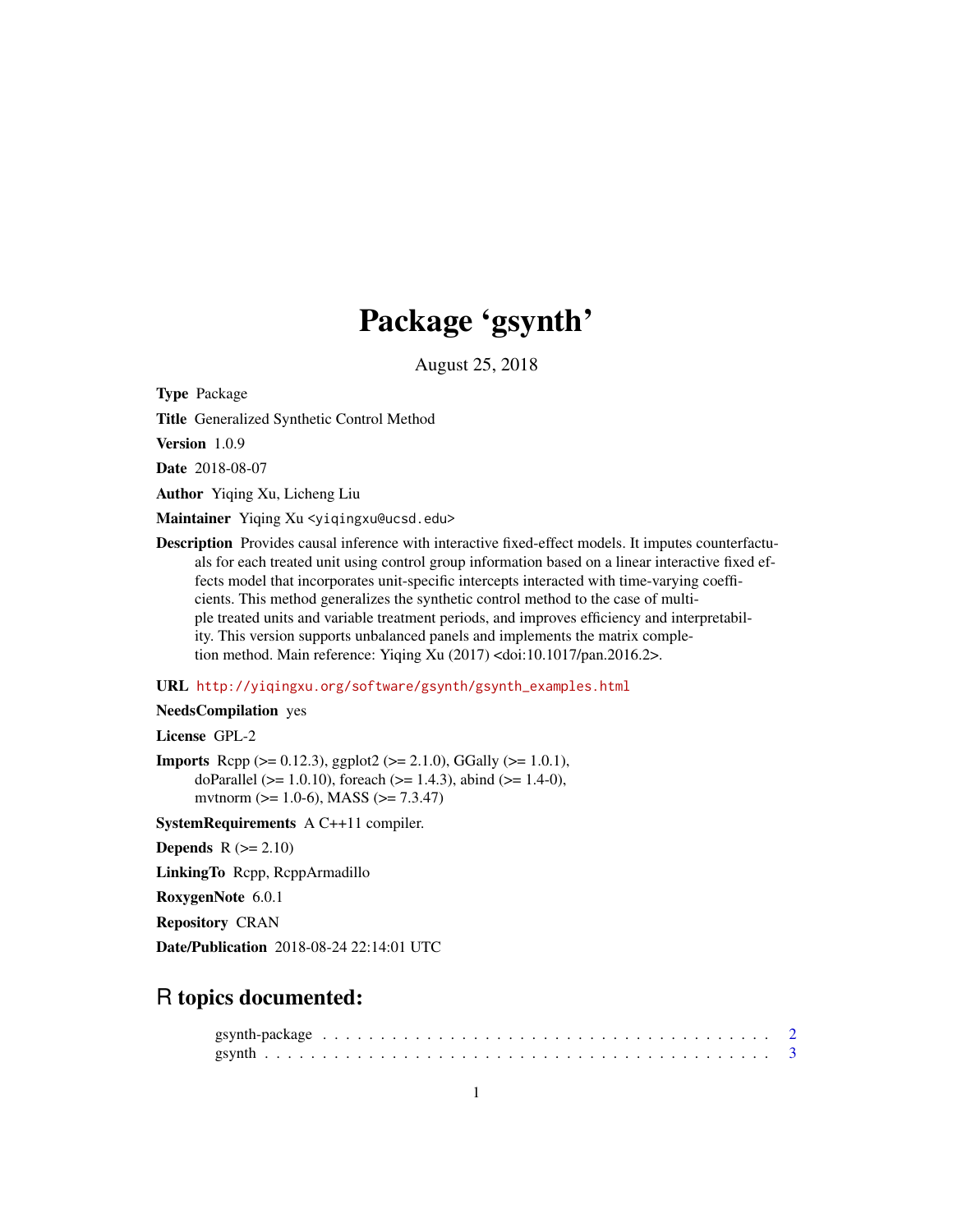# Package 'gsynth'

August 25, 2018

**Type** Package

**Title** Generalized Synthetic Control Method

**Version** 1.0.9

**Date** 2018-08-07

**Author** Yiqing Xu, Licheng Liu

**Maintainer** Yiqing Xu <yiqingxu@ucsd.edu>

**Description** Provides causal inference with interactive fixed-effect models. It imputes counterfactuals for each treated unit using control group information based on a linear interactive fixed effects model that incorporates unit-specific intercepts interacted with time-varying coefficients. This method generalizes the synthetic control method to the case of multiple treated units and variable treatment periods, and improves efficiency and interpretability. This version supports unbalanced panels and implements the matrix completion method. Main reference: Yiqing Xu (2017) <doi:10.1017/pan.2016.2>.

**URL** http://yiqingxu.org/software/gsynth/gsynth_examples.html

**NeedsCompilation** yes

**License** GPL-2

**Imports** Rcpp (>= 0.12.3), ggplot2 (>= 2.1.0), GGally (>= 1.0.1), doParallel (>= 1.0.10), foreach (>= 1.4.3), abind (>= 1.4-0), mvtnorm (>= 1.0-6), MASS (>= 7.3.47)

**SystemRequirements** A C++11 compiler.

**Depends** R (>= 2.10)

**LinkingTo** Rcpp, RcppArmadillo

**RoxygenNote** 6.0.1

**Repository** CRAN

**Date/Publication** 2018-08-24 22:14:01 UTC

## R topics documented:

gsynth-package . . . . . . . . . . . . . . . . . . . . . . . . . . . . . . . . . . . . . . . 2
gsynth . . . . . . . . . . . . . . . . . . . . . . . . . . . . . . . . . . . . . . . . . . . 3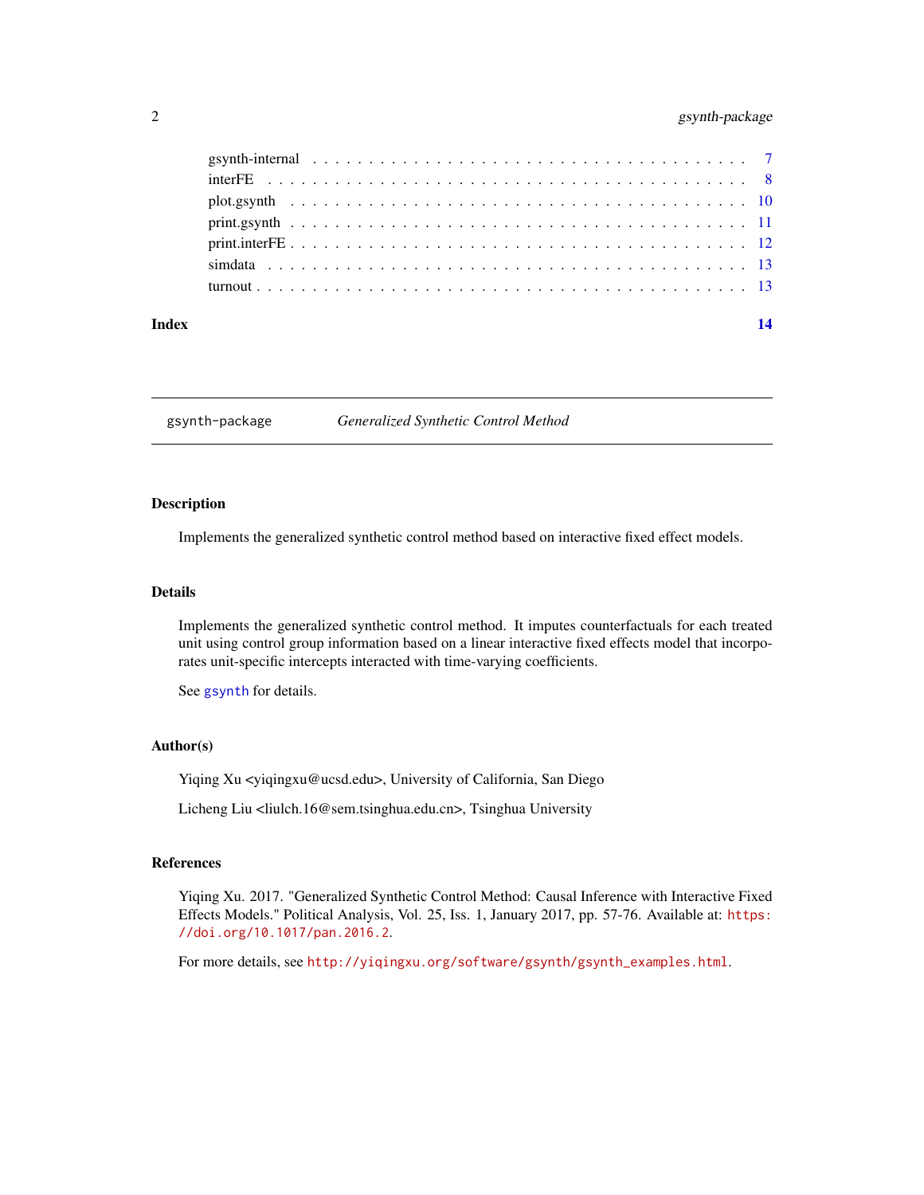gsynth-internal . . . . . . . . . . . . . . . . . . . . . . . . . . . . . . . . . . . . . 7
interFE . . . . . . . . . . . . . . . . . . . . . . . . . . . . . . . . . . . . . . . . . 8
plot.gsynth . . . . . . . . . . . . . . . . . . . . . . . . . . . . . . . . . . . . . . . 10
print.gsynth . . . . . . . . . . . . . . . . . . . . . . . . . . . . . . . . . . . . . . 11
print.interFE . . . . . . . . . . . . . . . . . . . . . . . . . . . . . . . . . . . . . . 12
simdata . . . . . . . . . . . . . . . . . . . . . . . . . . . . . . . . . . . . . . . . . 13
turnout . . . . . . . . . . . . . . . . . . . . . . . . . . . . . . . . . . . . . . . . . 13

**Index** **14**

---

`gsynth-package` *Generalized Synthetic Control Method*

---

## Description

Implements the generalized synthetic control method based on interactive fixed effect models.

## Details

Implements the generalized synthetic control method. It imputes counterfactuals for each treated unit using control group information based on a linear interactive fixed effects model that incorporates unit-specific intercepts interacted with time-varying coefficients.

See `gsynth` for details.

## Author(s)

Yiqing Xu <yiqingxu@ucsd.edu>, University of California, San Diego

Licheng Liu <liulch.16@sem.tsinghua.edu.cn>, Tsinghua University

## References

Yiqing Xu. 2017. "Generalized Synthetic Control Method: Causal Inference with Interactive Fixed Effects Models." Political Analysis, Vol. 25, Iss. 1, January 2017, pp. 57-76. Available at: `https://doi.org/10.1017/pan.2016.2`.

For more details, see `http://yiqingxu.org/software/gsynth/gsynth_examples.html`.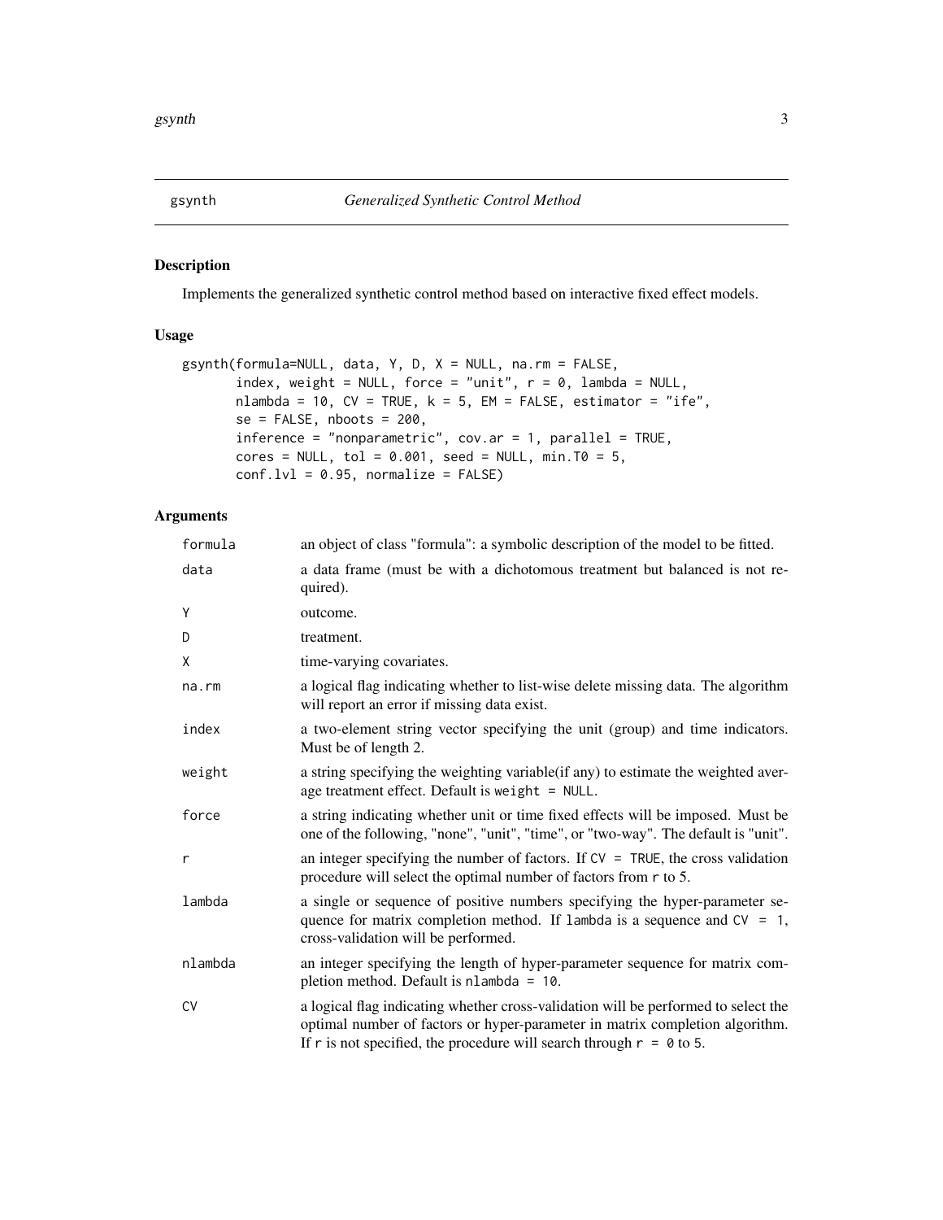## gsynth *Generalized Synthetic Control Method*

### Description

Implements the generalized synthetic control method based on interactive fixed effect models.

### Usage

```
gsynth(formula=NULL, data, Y, D, X = NULL, na.rm = FALSE,
       index, weight = NULL, force = "unit", r = 0, lambda = NULL,
       nlambda = 10, CV = TRUE, k = 5, EM = FALSE, estimator = "ife",
       se = FALSE, nboots = 200,
       inference = "nonparametric", cov.ar = 1, parallel = TRUE,
       cores = NULL, tol = 0.001, seed = NULL, min.T0 = 5,
       conf.lvl = 0.95, normalize = FALSE)
```

### Arguments

| | |
|---|---|
| `formula` | an object of class "formula": a symbolic description of the model to be fitted. |
| `data` | a data frame (must be with a dichotomous treatment but balanced is not required). |
| `Y` | outcome. |
| `D` | treatment. |
| `X` | time-varying covariates. |
| `na.rm` | a logical flag indicating whether to list-wise delete missing data. The algorithm will report an error if missing data exist. |
| `index` | a two-element string vector specifying the unit (group) and time indicators. Must be of length 2. |
| `weight` | a string specifying the weighting variable(if any) to estimate the weighted average treatment effect. Default is `weight = NULL`. |
| `force` | a string indicating whether unit or time fixed effects will be imposed. Must be one of the following, "none", "unit", "time", or "two-way". The default is "unit". |
| `r` | an integer specifying the number of factors. If `CV = TRUE`, the cross validation procedure will select the optimal number of factors from `r` to 5. |
| `lambda` | a single or sequence of positive numbers specifying the hyper-parameter sequence for matrix completion method. If `lambda` is a sequence and `CV = 1`, cross-validation will be performed. |
| `nlambda` | an integer specifying the length of hyper-parameter sequence for matrix completion method. Default is `nlambda = 10`. |
| `CV` | a logical flag indicating whether cross-validation will be performed to select the optimal number of factors or hyper-parameter in matrix completion algorithm. If `r` is not specified, the procedure will search through `r = 0` to 5. |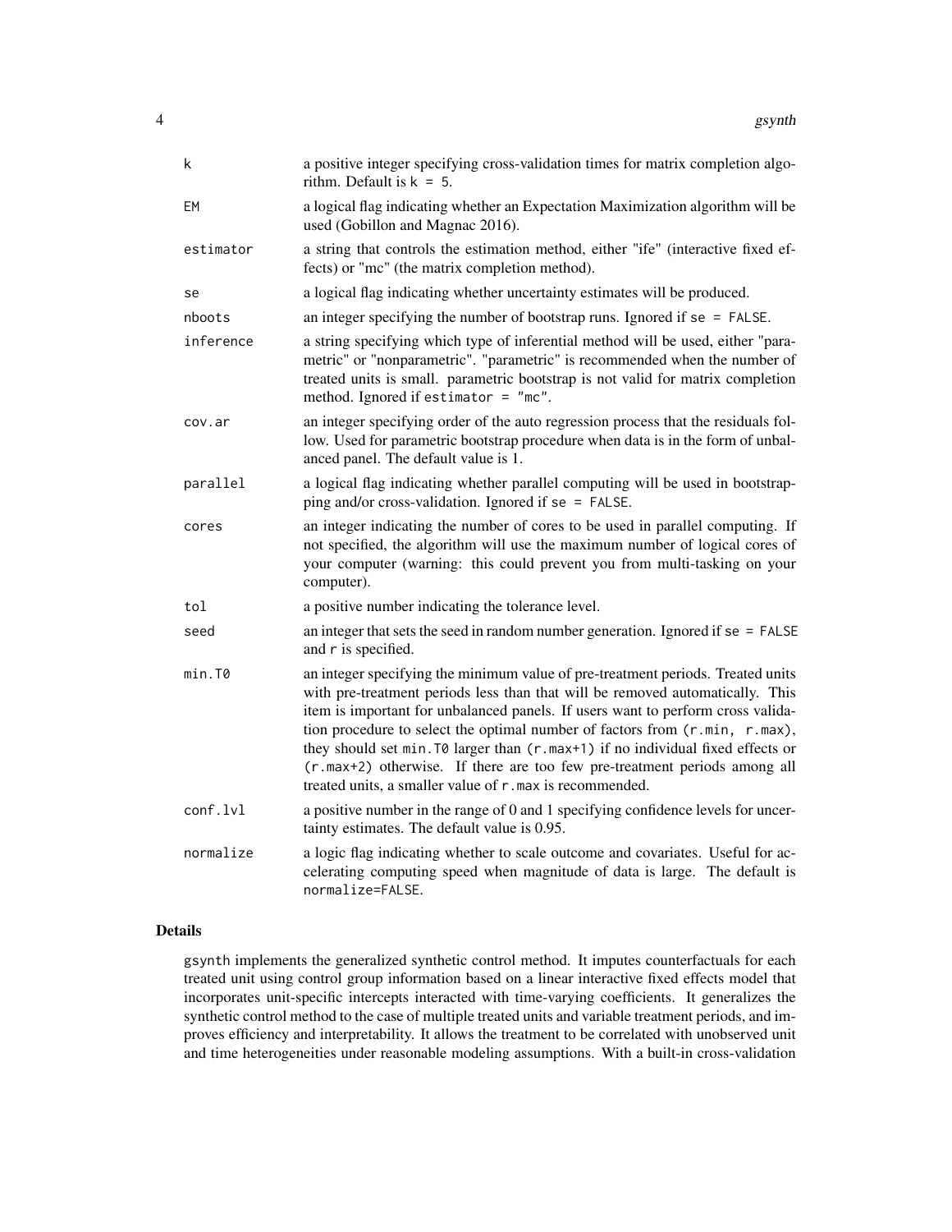| | |
|---|---|
| `k` | a positive integer specifying cross-validation times for matrix completion algorithm. Default is `k = 5`. |
| `EM` | a logical flag indicating whether an Expectation Maximization algorithm will be used (Gobillon and Magnac 2016). |
| `estimator` | a string that controls the estimation method, either "ife" (interactive fixed effects) or "mc" (the matrix completion method). |
| `se` | a logical flag indicating whether uncertainty estimates will be produced. |
| `nboots` | an integer specifying the number of bootstrap runs. Ignored if `se = FALSE`. |
| `inference` | a string specifying which type of inferential method will be used, either "parametric" or "nonparametric". "parametric" is recommended when the number of treated units is small. parametric bootstrap is not valid for matrix completion method. Ignored if `estimator = "mc"`. |
| `cov.ar` | an integer specifying order of the auto regression process that the residuals follow. Used for parametric bootstrap procedure when data is in the form of unbalanced panel. The default value is 1. |
| `parallel` | a logical flag indicating whether parallel computing will be used in bootstrapping and/or cross-validation. Ignored if `se = FALSE`. |
| `cores` | an integer indicating the number of cores to be used in parallel computing. If not specified, the algorithm will use the maximum number of logical cores of your computer (warning: this could prevent you from multi-tasking on your computer). |
| `tol` | a positive number indicating the tolerance level. |
| `seed` | an integer that sets the seed in random number generation. Ignored if `se = FALSE` and `r` is specified. |
| `min.T0` | an integer specifying the minimum value of pre-treatment periods. Treated units with pre-treatment periods less than that will be removed automatically. This item is important for unbalanced panels. If users want to perform cross validation procedure to select the optimal number of factors from `(r.min, r.max)`, they should set `min.T0` larger than `(r.max+1)` if no individual fixed effects or `(r.max+2)` otherwise. If there are too few pre-treatment periods among all treated units, a smaller value of `r.max` is recommended. |
| `conf.lvl` | a positive number in the range of 0 and 1 specifying confidence levels for uncertainty estimates. The default value is 0.95. |
| `normalize` | a logic flag indicating whether to scale outcome and covariates. Useful for accelerating computing speed when magnitude of data is large. The default is `normalize=FALSE`. |

## Details

`gsynth` implements the generalized synthetic control method. It imputes counterfactuals for each treated unit using control group information based on a linear interactive fixed effects model that incorporates unit-specific intercepts interacted with time-varying coefficients. It generalizes the synthetic control method to the case of multiple treated units and variable treatment periods, and improves efficiency and interpretability. It allows the treatment to be correlated with unobserved unit and time heterogeneities under reasonable modeling assumptions. With a built-in cross-validation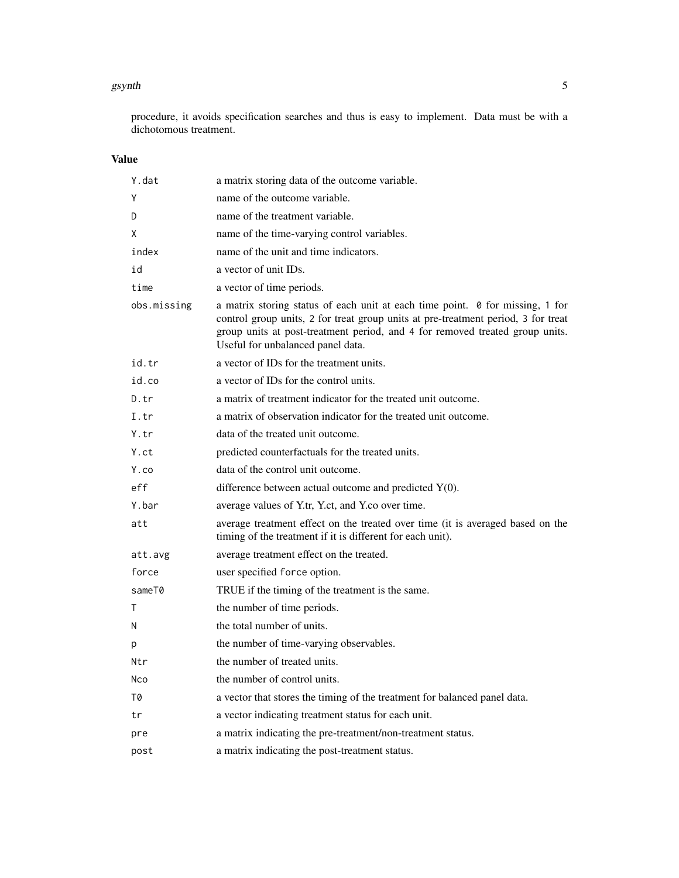procedure, it avoids specification searches and thus is easy to implement. Data must be with a dichotomous treatment.

## Value

| | |
|---|---|
| `Y.dat` | a matrix storing data of the outcome variable. |
| `Y` | name of the outcome variable. |
| `D` | name of the treatment variable. |
| `X` | name of the time-varying control variables. |
| `index` | name of the unit and time indicators. |
| `id` | a vector of unit IDs. |
| `time` | a vector of time periods. |
| `obs.missing` | a matrix storing status of each unit at each time point. `0` for missing, `1` for control group units, `2` for treat group units at pre-treatment period, `3` for treat group units at post-treatment period, and `4` for removed treated group units. Useful for unbalanced panel data. |
| `id.tr` | a vector of IDs for the treatment units. |
| `id.co` | a vector of IDs for the control units. |
| `D.tr` | a matrix of treatment indicator for the treated unit outcome. |
| `I.tr` | a matrix of observation indicator for the treated unit outcome. |
| `Y.tr` | data of the treated unit outcome. |
| `Y.ct` | predicted counterfactuals for the treated units. |
| `Y.co` | data of the control unit outcome. |
| `eff` | difference between actual outcome and predicted Y(0). |
| `Y.bar` | average values of Y.tr, Y.ct, and Y.co over time. |
| `att` | average treatment effect on the treated over time (it is averaged based on the timing of the treatment if it is different for each unit). |
| `att.avg` | average treatment effect on the treated. |
| `force` | user specified `force` option. |
| `sameT0` | TRUE if the timing of the treatment is the same. |
| `T` | the number of time periods. |
| `N` | the total number of units. |
| `p` | the number of time-varying observables. |
| `Ntr` | the number of treated units. |
| `Nco` | the number of control units. |
| `T0` | a vector that stores the timing of the treatment for balanced panel data. |
| `tr` | a vector indicating treatment status for each unit. |
| `pre` | a matrix indicating the pre-treatment/non-treatment status. |
| `post` | a matrix indicating the post-treatment status. |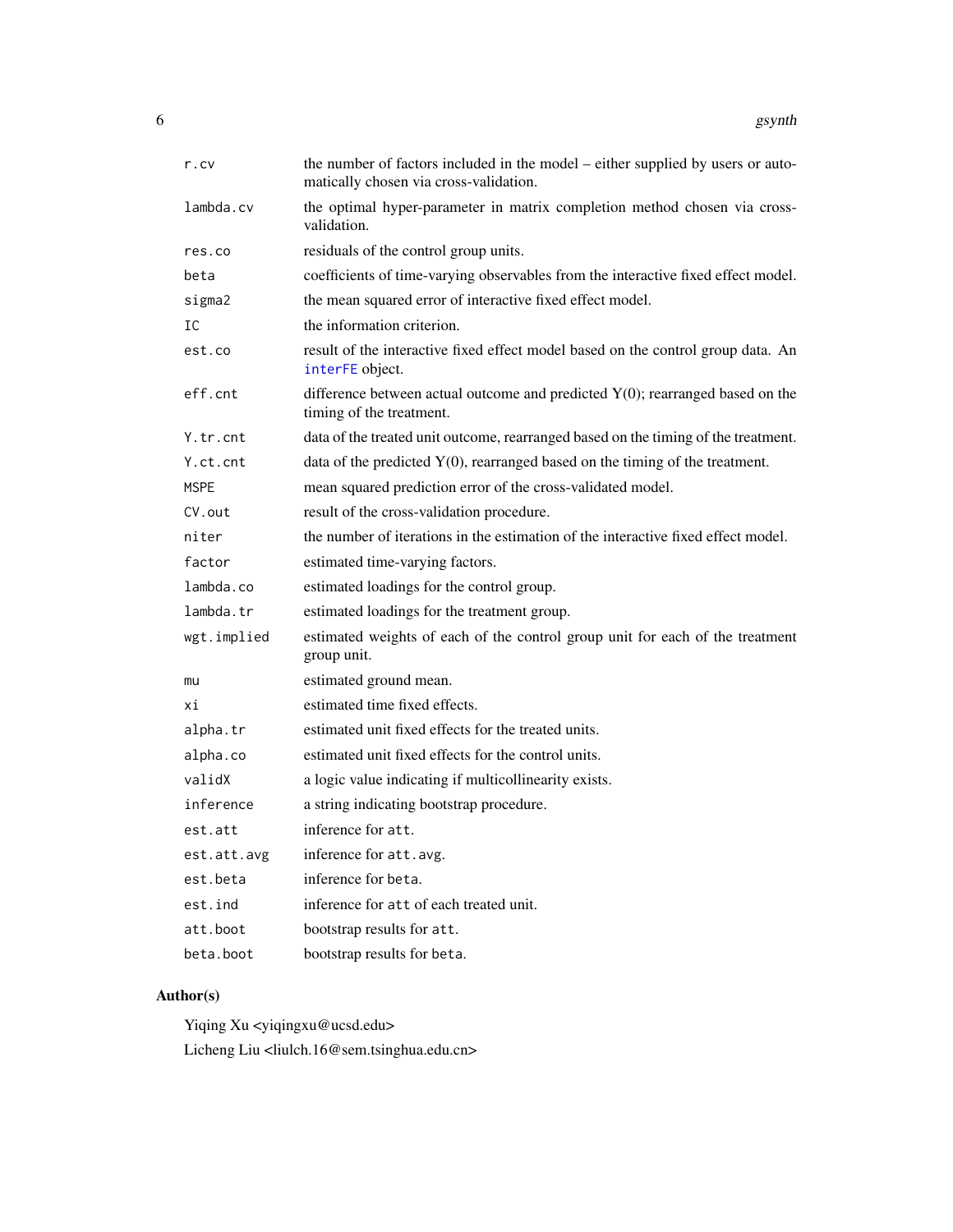| | |
|---|---|
| `r.cv` | the number of factors included in the model – either supplied by users or automatically chosen via cross-validation. |
| `lambda.cv` | the optimal hyper-parameter in matrix completion method chosen via cross-validation. |
| `res.co` | residuals of the control group units. |
| `beta` | coefficients of time-varying observables from the interactive fixed effect model. |
| `sigma2` | the mean squared error of interactive fixed effect model. |
| `IC` | the information criterion. |
| `est.co` | result of the interactive fixed effect model based on the control group data. An `interFE` object. |
| `eff.cnt` | difference between actual outcome and predicted Y(0); rearranged based on the timing of the treatment. |
| `Y.tr.cnt` | data of the treated unit outcome, rearranged based on the timing of the treatment. |
| `Y.ct.cnt` | data of the predicted Y(0), rearranged based on the timing of the treatment. |
| `MSPE` | mean squared prediction error of the cross-validated model. |
| `CV.out` | result of the cross-validation procedure. |
| `niter` | the number of iterations in the estimation of the interactive fixed effect model. |
| `factor` | estimated time-varying factors. |
| `lambda.co` | estimated loadings for the control group. |
| `lambda.tr` | estimated loadings for the treatment group. |
| `wgt.implied` | estimated weights of each of the control group unit for each of the treatment group unit. |
| `mu` | estimated ground mean. |
| `xi` | estimated time fixed effects. |
| `alpha.tr` | estimated unit fixed effects for the treated units. |
| `alpha.co` | estimated unit fixed effects for the control units. |
| `validX` | a logic value indicating if multicollinearity exists. |
| `inference` | a string indicating bootstrap procedure. |
| `est.att` | inference for `att`. |
| `est.att.avg` | inference for `att.avg`. |
| `est.beta` | inference for `beta`. |
| `est.ind` | inference for `att` of each treated unit. |
| `att.boot` | bootstrap results for `att`. |
| `beta.boot` | bootstrap results for `beta`. |

## Author(s)

Yiqing Xu <yiqingxu@ucsd.edu>

Licheng Liu <liulch.16@sem.tsinghua.edu.cn>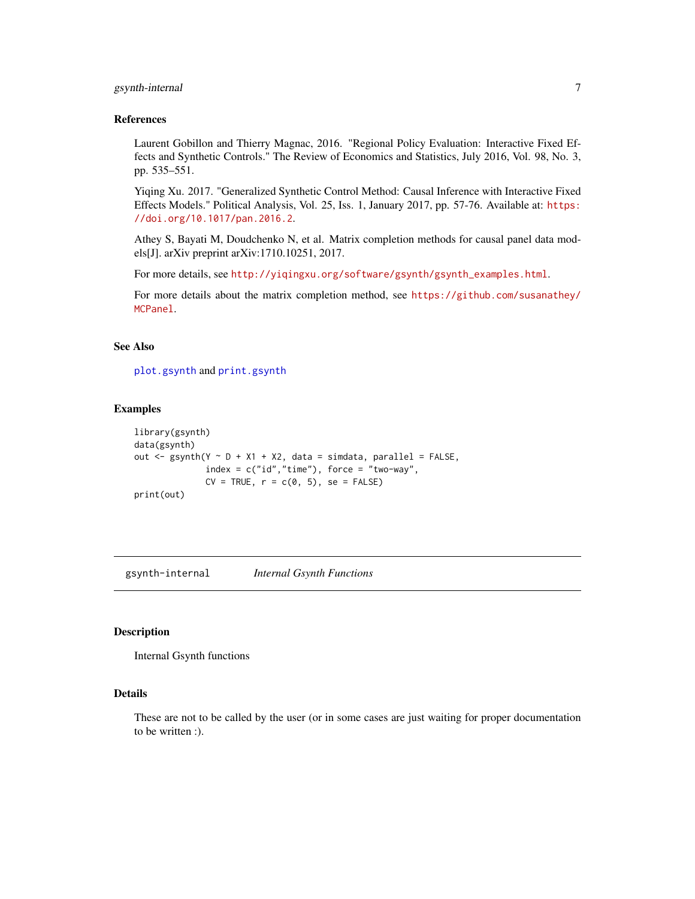### References

Laurent Gobillon and Thierry Magnac, 2016. "Regional Policy Evaluation: Interactive Fixed Effects and Synthetic Controls." The Review of Economics and Statistics, July 2016, Vol. 98, No. 3, pp. 535–551.

Yiqing Xu. 2017. "Generalized Synthetic Control Method: Causal Inference with Interactive Fixed Effects Models." Political Analysis, Vol. 25, Iss. 1, January 2017, pp. 57-76. Available at: https://doi.org/10.1017/pan.2016.2.

Athey S, Bayati M, Doudchenko N, et al. Matrix completion methods for causal panel data models[J]. arXiv preprint arXiv:1710.10251, 2017.

For more details, see http://yiqingxu.org/software/gsynth/gsynth_examples.html.

For more details about the matrix completion method, see https://github.com/susanathey/MCPanel.

### See Also

plot.gsynth and print.gsynth

### Examples

```
library(gsynth)
data(gsynth)
out <- gsynth(Y ~ D + X1 + X2, data = simdata, parallel = FALSE,
              index = c("id","time"), force = "two-way",
              CV = TRUE, r = c(0, 5), se = FALSE)
print(out)
```

## gsynth-internal *Internal Gsynth Functions*

### Description

Internal Gsynth functions

### Details

These are not to be called by the user (or in some cases are just waiting for proper documentation to be written :).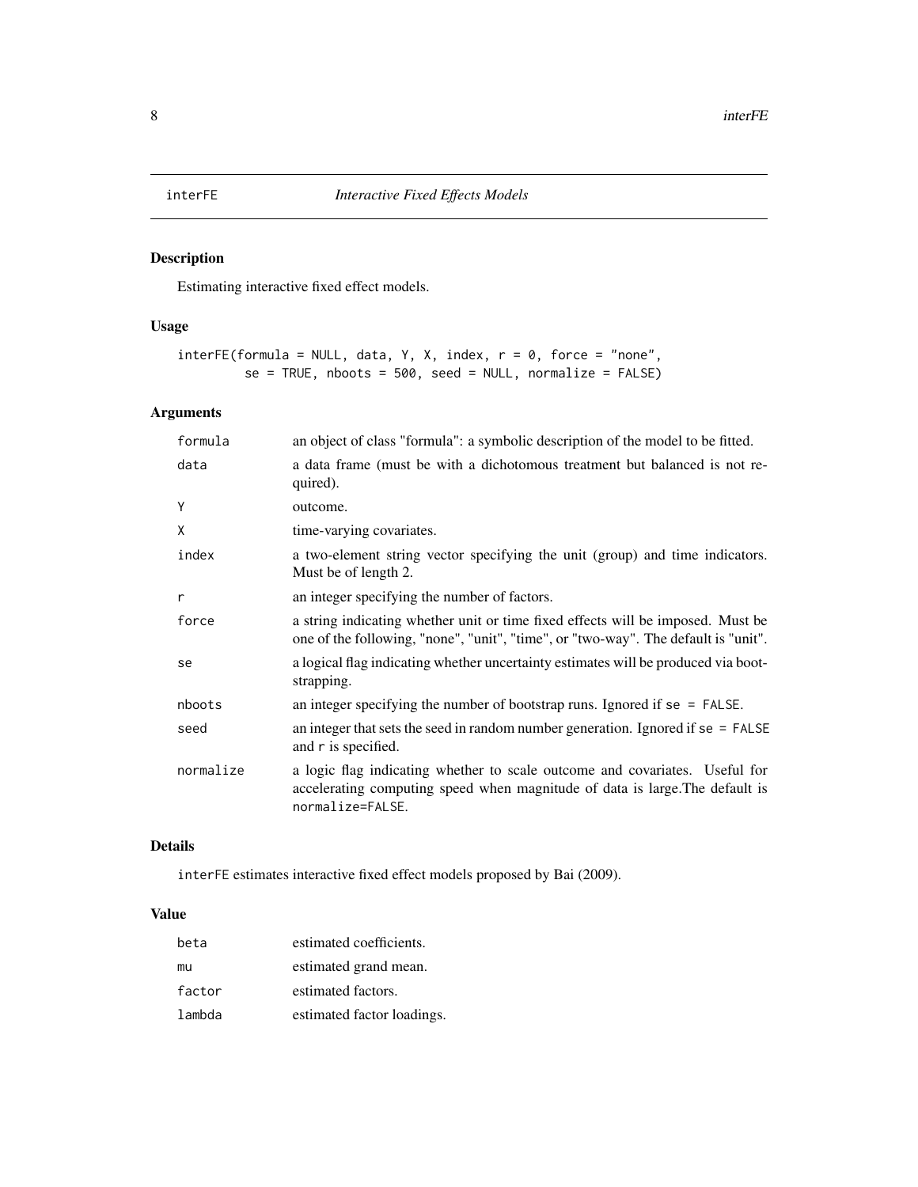# interFE *Interactive Fixed Effects Models*

## Description

Estimating interactive fixed effect models.

## Usage

```
interFE(formula = NULL, data, Y, X, index, r = 0, force = "none",
        se = TRUE, nboots = 500, seed = NULL, normalize = FALSE)
```

## Arguments

| | |
|---|---|
| formula | an object of class "formula": a symbolic description of the model to be fitted. |
| data | a data frame (must be with a dichotomous treatment but balanced is not required). |
| Y | outcome. |
| X | time-varying covariates. |
| index | a two-element string vector specifying the unit (group) and time indicators. Must be of length 2. |
| r | an integer specifying the number of factors. |
| force | a string indicating whether unit or time fixed effects will be imposed. Must be one of the following, "none", "unit", "time", or "two-way". The default is "unit". |
| se | a logical flag indicating whether uncertainty estimates will be produced via bootstrapping. |
| nboots | an integer specifying the number of bootstrap runs. Ignored if `se = FALSE`. |
| seed | an integer that sets the seed in random number generation. Ignored if `se = FALSE` and `r` is specified. |
| normalize | a logic flag indicating whether to scale outcome and covariates. Useful for accelerating computing speed when magnitude of data is large.The default is `normalize=FALSE`. |

## Details

`interFE` estimates interactive fixed effect models proposed by Bai (2009).

## Value

| | |
|---|---|
| beta | estimated coefficients. |
| mu | estimated grand mean. |
| factor | estimated factors. |
| lambda | estimated factor loadings. |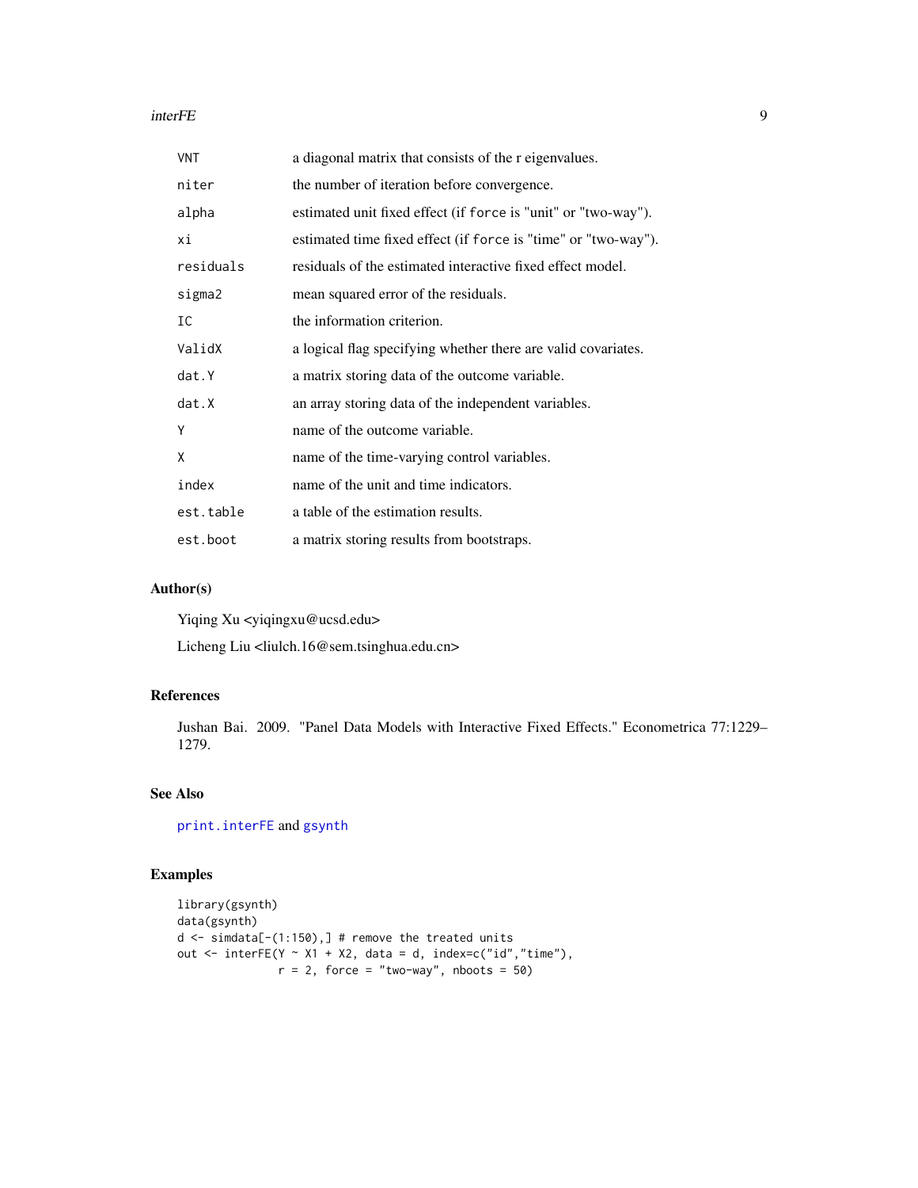| | |
|---|---|
| `VNT` | a diagonal matrix that consists of the r eigenvalues. |
| `niter` | the number of iteration before convergence. |
| `alpha` | estimated unit fixed effect (if `force` is "unit" or "two-way"). |
| `xi` | estimated time fixed effect (if `force` is "time" or "two-way"). |
| `residuals` | residuals of the estimated interactive fixed effect model. |
| `sigma2` | mean squared error of the residuals. |
| `IC` | the information criterion. |
| `ValidX` | a logical flag specifying whether there are valid covariates. |
| `dat.Y` | a matrix storing data of the outcome variable. |
| `dat.X` | an array storing data of the independent variables. |
| `Y` | name of the outcome variable. |
| `X` | name of the time-varying control variables. |
| `index` | name of the unit and time indicators. |
| `est.table` | a table of the estimation results. |
| `est.boot` | a matrix storing results from bootstraps. |

## Author(s)

Yiqing Xu <yiqingxu@ucsd.edu>

Licheng Liu <liulch.16@sem.tsinghua.edu.cn>

## References

Jushan Bai. 2009. "Panel Data Models with Interactive Fixed Effects." Econometrica 77:1229–1279.

## See Also

`print.interFE` and `gsynth`

## Examples

```
library(gsynth)
data(gsynth)
d <- simdata[-(1:150),] # remove the treated units
out <- interFE(Y ~ X1 + X2, data = d, index=c("id","time"),
               r = 2, force = "two-way", nboots = 50)
```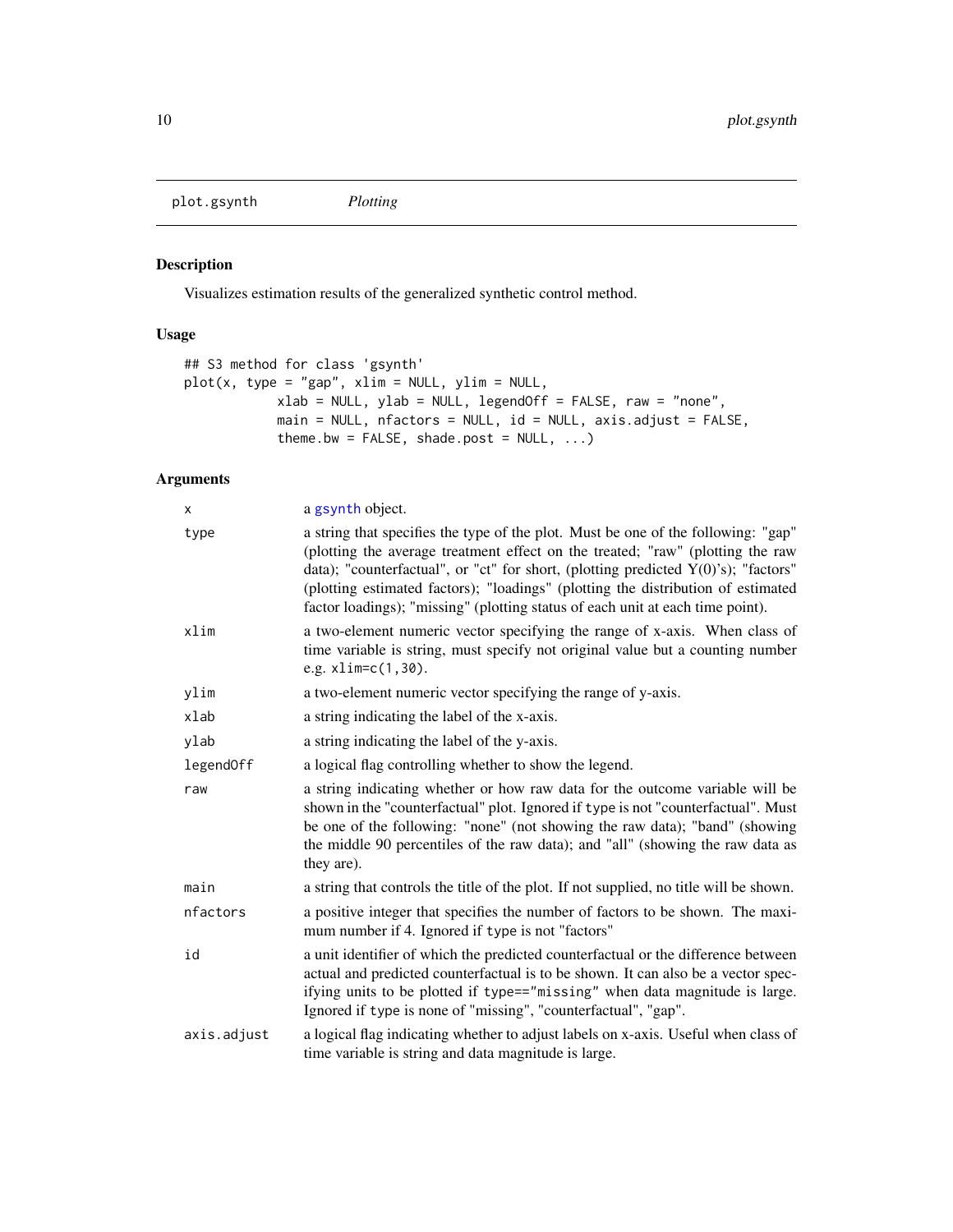plot.gsynth *Plotting*

## Description

Visualizes estimation results of the generalized synthetic control method.

## Usage

```
## S3 method for class 'gsynth'
plot(x, type = "gap", xlim = NULL, ylim = NULL,
            xlab = NULL, ylab = NULL, legendOff = FALSE, raw = "none",
            main = NULL, nfactors = NULL, id = NULL, axis.adjust = FALSE,
            theme.bw = FALSE, shade.post = NULL, ...)
```

## Arguments

| | |
|---|---|
| `x` | a `gsynth` object. |
| `type` | a string that specifies the type of the plot. Must be one of the following: "gap" (plotting the average treatment effect on the treated; "raw" (plotting the raw data); "counterfactual", or "ct" for short, (plotting predicted Y(0)'s); "factors" (plotting estimated factors); "loadings" (plotting the distribution of estimated factor loadings); "missing" (plotting status of each unit at each time point). |
| `xlim` | a two-element numeric vector specifying the range of x-axis. When class of time variable is string, must specify not original value but a counting number e.g. `xlim=c(1,30)`. |
| `ylim` | a two-element numeric vector specifying the range of y-axis. |
| `xlab` | a string indicating the label of the x-axis. |
| `ylab` | a string indicating the label of the y-axis. |
| `legendOff` | a logical flag controlling whether to show the legend. |
| `raw` | a string indicating whether or how raw data for the outcome variable will be shown in the "counterfactual" plot. Ignored if `type` is not "counterfactual". Must be one of the following: "none" (not showing the raw data); "band" (showing the middle 90 percentiles of the raw data); and "all" (showing the raw data as they are). |
| `main` | a string that controls the title of the plot. If not supplied, no title will be shown. |
| `nfactors` | a positive integer that specifies the number of factors to be shown. The maximum number if 4. Ignored if `type` is not "factors" |
| `id` | a unit identifier of which the predicted counterfactual or the difference between actual and predicted counterfactual is to be shown. It can also be a vector specifying units to be plotted if `type=="missing"` when data magnitude is large. Ignored if `type` is none of "missing", "counterfactual", "gap". |
| `axis.adjust` | a logical flag indicating whether to adjust labels on x-axis. Useful when class of time variable is string and data magnitude is large. |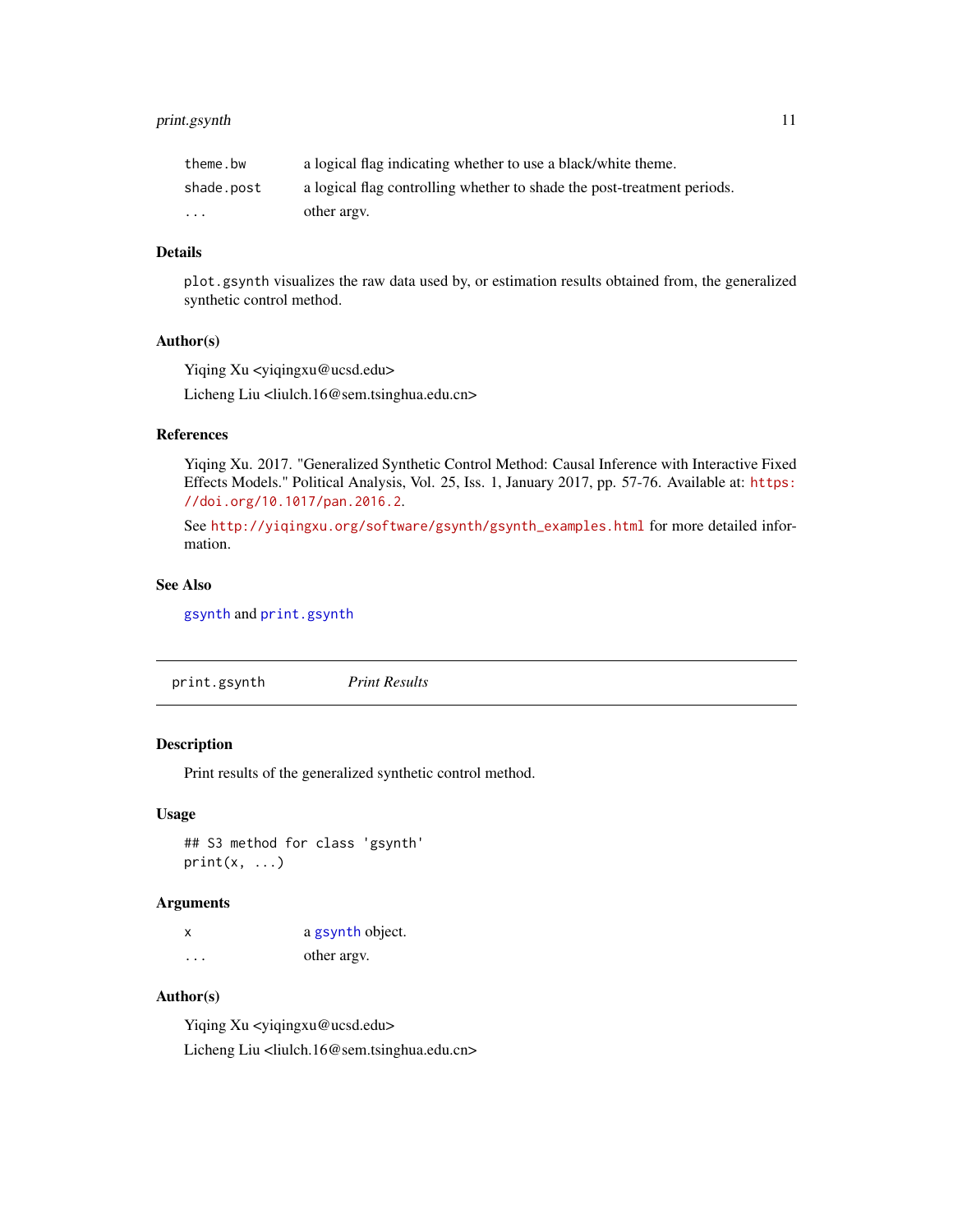| | |
|---|---|
| theme.bw | a logical flag indicating whether to use a black/white theme. |
| shade.post | a logical flag controlling whether to shade the post-treatment periods. |
| ... | other argv. |

### Details

plot.gsynth visualizes the raw data used by, or estimation results obtained from, the generalized synthetic control method.

### Author(s)

Yiqing Xu <yiqingxu@ucsd.edu>

Licheng Liu <liulch.16@sem.tsinghua.edu.cn>

### References

Yiqing Xu. 2017. "Generalized Synthetic Control Method: Causal Inference with Interactive Fixed Effects Models." Political Analysis, Vol. 25, Iss. 1, January 2017, pp. 57-76. Available at: https://doi.org/10.1017/pan.2016.2.

See http://yiqingxu.org/software/gsynth/gsynth_examples.html for more detailed information.

### See Also

gsynth and print.gsynth

---

## print.gsynth *Print Results*

### Description

Print results of the generalized synthetic control method.

### Usage

```
## S3 method for class 'gsynth'
print(x, ...)
```

### Arguments

| | |
|---|---|
| x | a gsynth object. |
| ... | other argv. |

### Author(s)

Yiqing Xu <yiqingxu@ucsd.edu>

Licheng Liu <liulch.16@sem.tsinghua.edu.cn>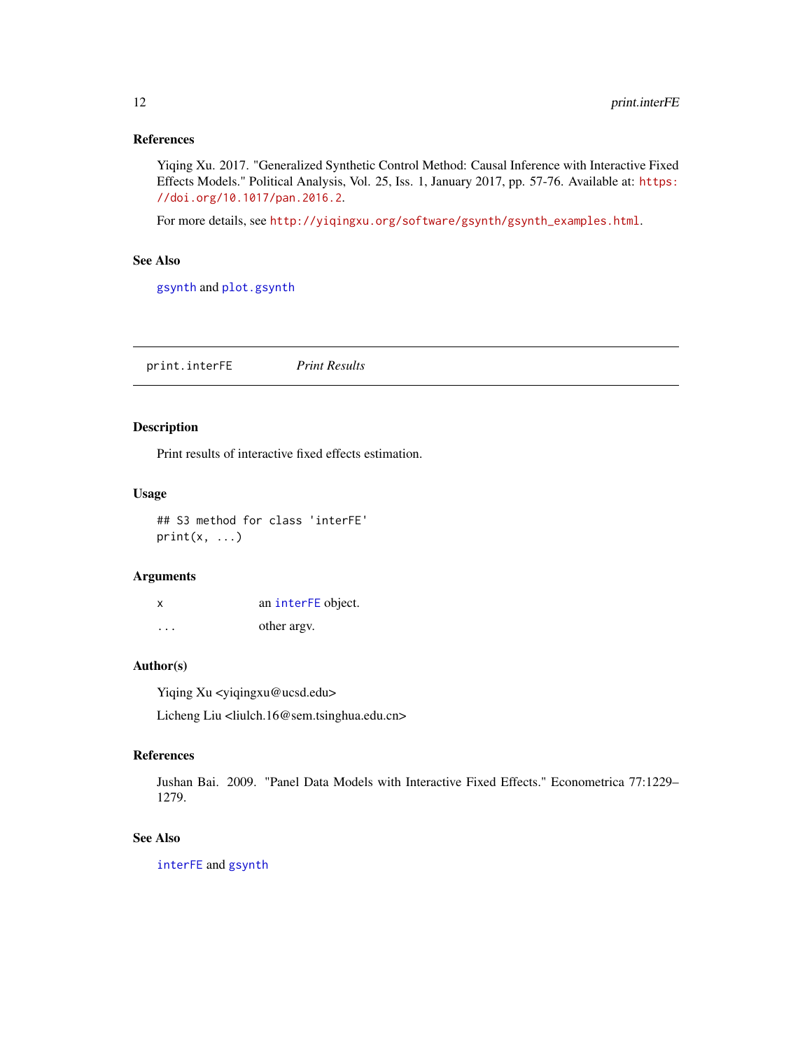### References

Yiqing Xu. 2017. "Generalized Synthetic Control Method: Causal Inference with Interactive Fixed Effects Models." Political Analysis, Vol. 25, Iss. 1, January 2017, pp. 57-76. Available at: https://doi.org/10.1017/pan.2016.2.

For more details, see http://yiqingxu.org/software/gsynth/gsynth_examples.html.

### See Also

gsynth and plot.gsynth

---

## print.interFE *Print Results*

### Description

Print results of interactive fixed effects estimation.

### Usage

```
## S3 method for class 'interFE'
print(x, ...)
```

### Arguments

| | |
|---|---|
| x | an interFE object. |
| ... | other argv. |

### Author(s)

Yiqing Xu <yiqingxu@ucsd.edu>

Licheng Liu <liulch.16@sem.tsinghua.edu.cn>

### References

Jushan Bai. 2009. "Panel Data Models with Interactive Fixed Effects." Econometrica 77:1229–1279.

### See Also

interFE and gsynth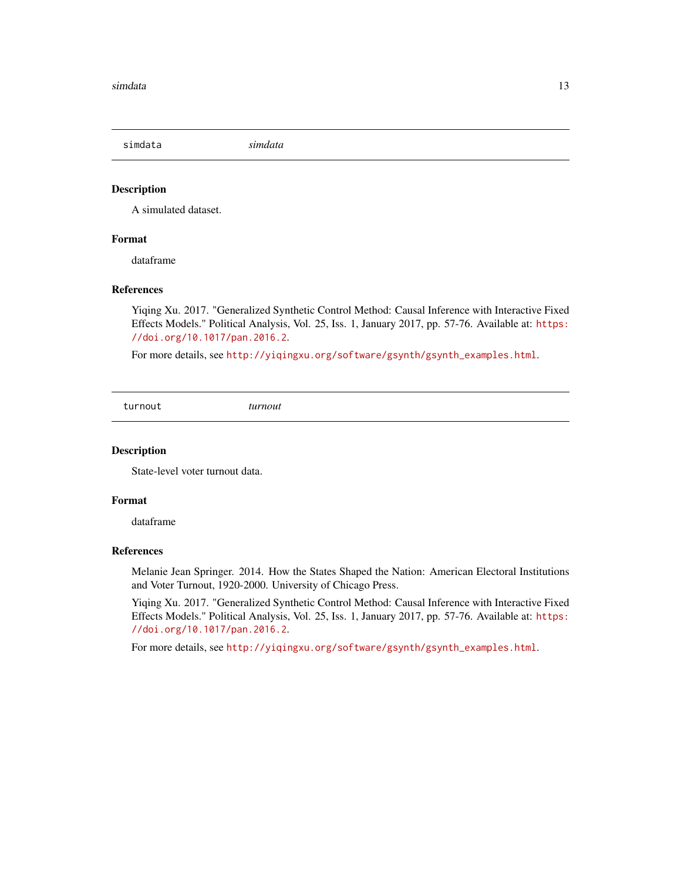## simdata *simdata*

### Description

A simulated dataset.

### Format

dataframe

### References

Yiqing Xu. 2017. "Generalized Synthetic Control Method: Causal Inference with Interactive Fixed Effects Models." Political Analysis, Vol. 25, Iss. 1, January 2017, pp. 57-76. Available at: https://doi.org/10.1017/pan.2016.2.

For more details, see http://yiqingxu.org/software/gsynth/gsynth_examples.html.

## turnout *turnout*

### Description

State-level voter turnout data.

### Format

dataframe

### References

Melanie Jean Springer. 2014. How the States Shaped the Nation: American Electoral Institutions and Voter Turnout, 1920-2000. University of Chicago Press.

Yiqing Xu. 2017. "Generalized Synthetic Control Method: Causal Inference with Interactive Fixed Effects Models." Political Analysis, Vol. 25, Iss. 1, January 2017, pp. 57-76. Available at: https://doi.org/10.1017/pan.2016.2.

For more details, see http://yiqingxu.org/software/gsynth/gsynth_examples.html.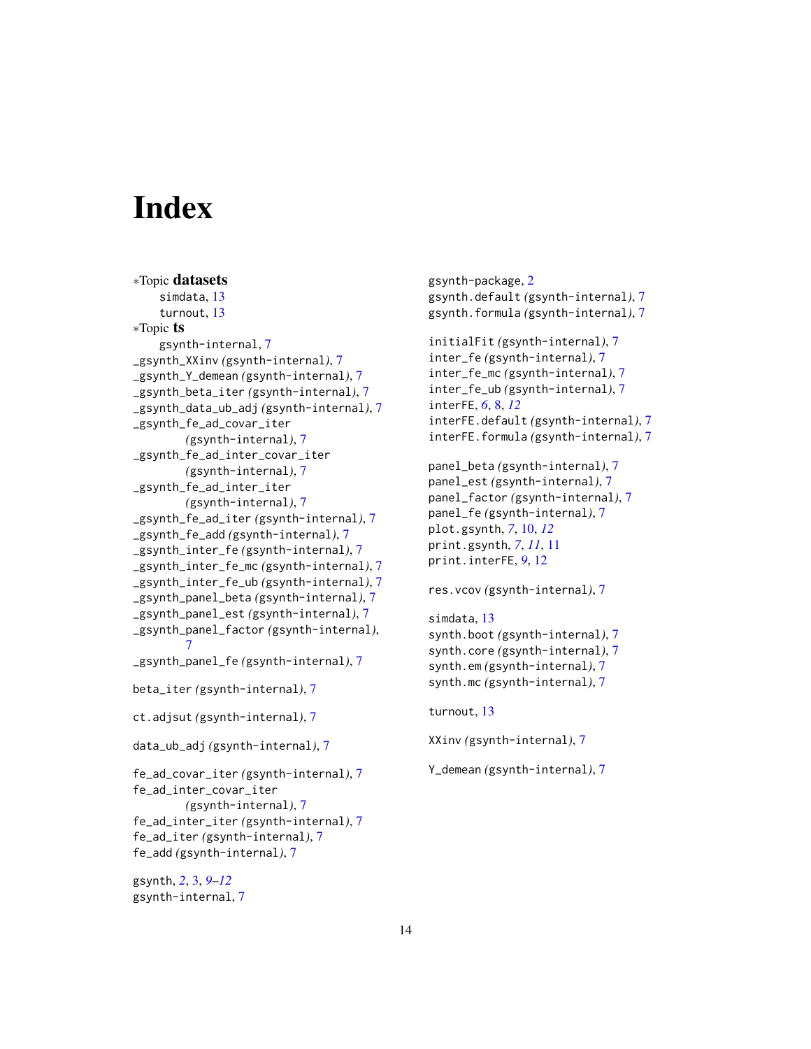# Index

*Topic **datasets**
- simdata, 13
- turnout, 13

*Topic **ts**
- gsynth-internal, 7

_gsynth_XXinv *(gsynth-internal)*, 7
_gsynth_Y_demean *(gsynth-internal)*, 7
_gsynth_beta_iter *(gsynth-internal)*, 7
_gsynth_data_ub_adj *(gsynth-internal)*, 7
_gsynth_fe_ad_covar_iter *(gsynth-internal)*, 7
_gsynth_fe_ad_inter_covar_iter *(gsynth-internal)*, 7
_gsynth_fe_ad_inter_iter *(gsynth-internal)*, 7
_gsynth_fe_ad_iter *(gsynth-internal)*, 7
_gsynth_fe_add *(gsynth-internal)*, 7
_gsynth_inter_fe *(gsynth-internal)*, 7
_gsynth_inter_fe_mc *(gsynth-internal)*, 7
_gsynth_inter_fe_ub *(gsynth-internal)*, 7
_gsynth_panel_beta *(gsynth-internal)*, 7
_gsynth_panel_est *(gsynth-internal)*, 7
_gsynth_panel_factor *(gsynth-internal)*, 7
_gsynth_panel_fe *(gsynth-internal)*, 7

beta_iter *(gsynth-internal)*, 7

ct.adjsut *(gsynth-internal)*, 7

data_ub_adj *(gsynth-internal)*, 7

fe_ad_covar_iter *(gsynth-internal)*, 7
fe_ad_inter_covar_iter *(gsynth-internal)*, 7
fe_ad_inter_iter *(gsynth-internal)*, 7
fe_ad_iter *(gsynth-internal)*, 7
fe_add *(gsynth-internal)*, 7

gsynth, 2, 3, *9–12*
gsynth-internal, 7
gsynth-package, 2
gsynth.default *(gsynth-internal)*, 7
gsynth.formula *(gsynth-internal)*, 7

initialFit *(gsynth-internal)*, 7
inter_fe *(gsynth-internal)*, 7
inter_fe_mc *(gsynth-internal)*, 7
inter_fe_ub *(gsynth-internal)*, 7
interFE, *6*, 8, *12*
interFE.default *(gsynth-internal)*, 7
interFE.formula *(gsynth-internal)*, 7

panel_beta *(gsynth-internal)*, 7
panel_est *(gsynth-internal)*, 7
panel_factor *(gsynth-internal)*, 7
panel_fe *(gsynth-internal)*, 7
plot.gsynth, *7*, 10, *12*
print.gsynth, *7*, *11*, 11
print.interFE, *9*, 12

res.vcov *(gsynth-internal)*, 7

simdata, 13
synth.boot *(gsynth-internal)*, 7
synth.core *(gsynth-internal)*, 7
synth.em *(gsynth-internal)*, 7
synth.mc *(gsynth-internal)*, 7

turnout, 13

XXinv *(gsynth-internal)*, 7

Y_demean *(gsynth-internal)*, 7